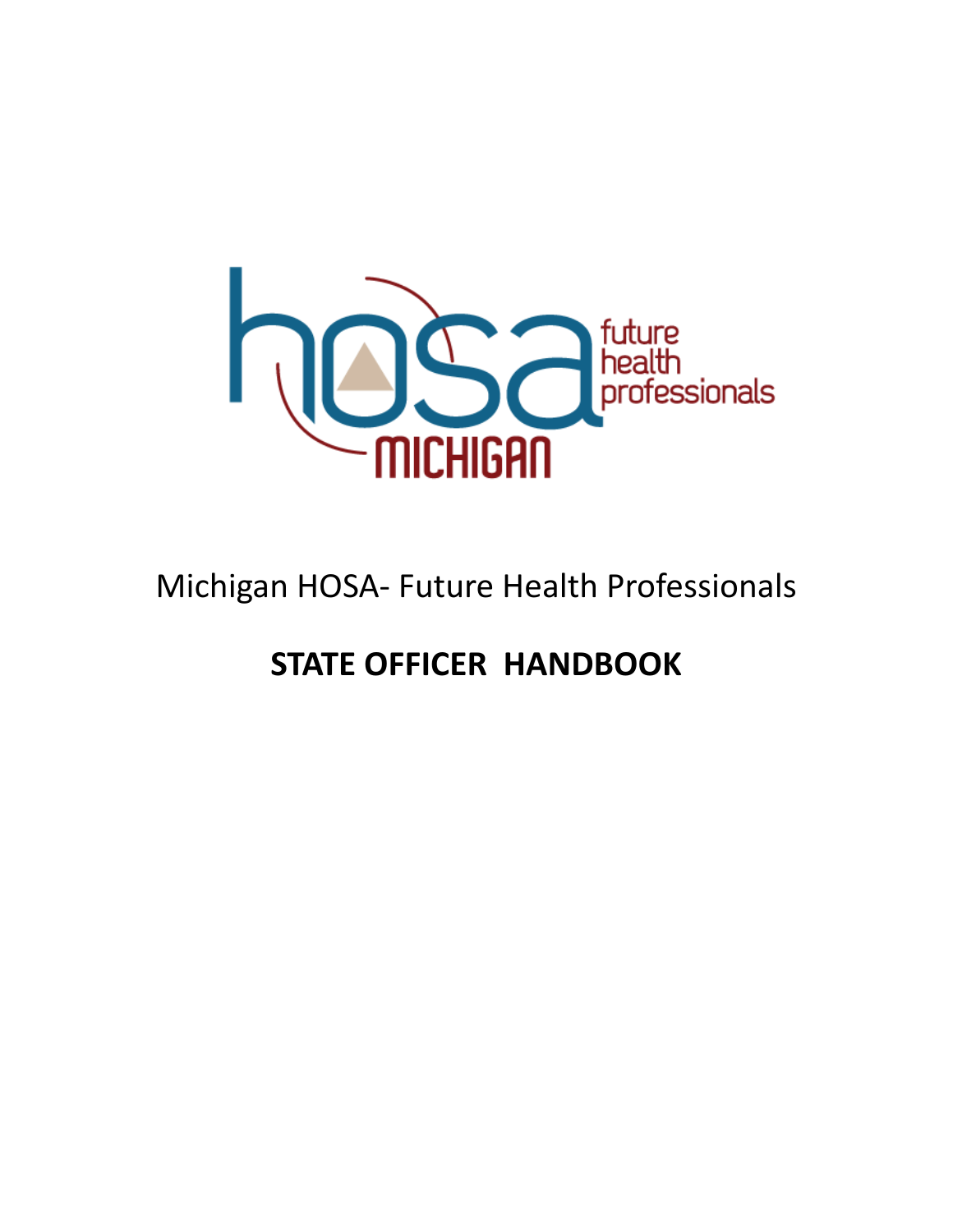Michigan HOSA- Future Health Professionals

# STATE OFFICER HANDBOOK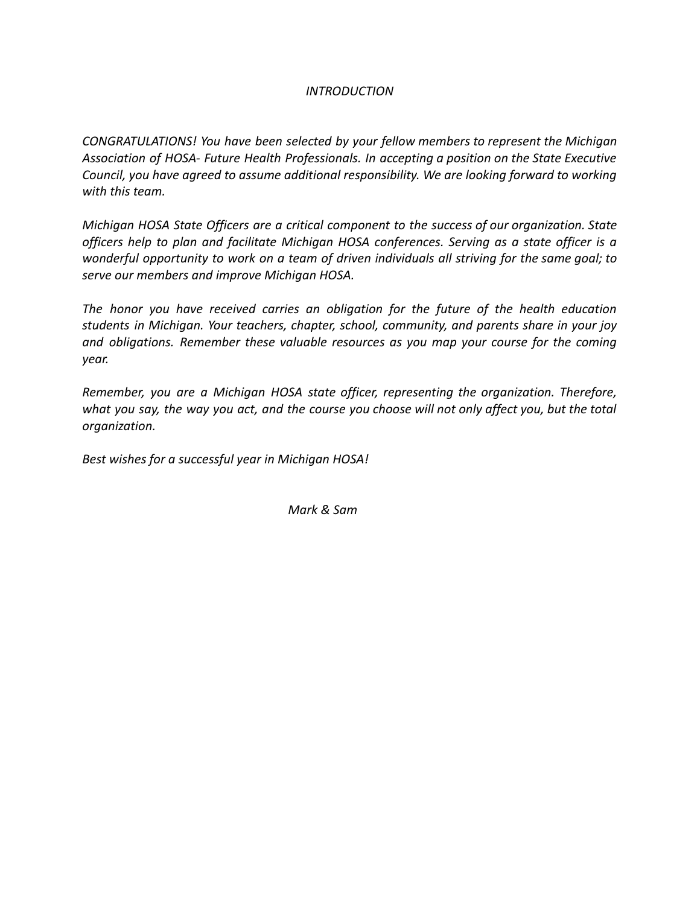# *INTRODUCTION*

*CONGRATULATIONS! You have been selected by your fellow members to represent the Michigan Association of HOSA- Future Health Professionals. In accepting a position on the State Executive Council, you have agreed to assume additional responsibility. We are looking forward to working with this team.*

*Michigan HOSA State Officers are a critical component to the success of our organization. State officers help to plan and facilitate Michigan HOSA conferences. Serving as a state officer is a wonderful opportunity to work on a team of driven individuals all striving for the same goal; to serve our members and improve Michigan HOSA.*

*The honor you have received carries an obligation for the future of the health education students in Michigan. Your teachers, chapter, school, community, and parents share in your joy and obligations. Remember these valuable resources as you map your course for the coming year.*

*Remember, you are a Michigan HOSA state officer, representing the organization. Therefore, what you say, the way you act, and the course you choose will not only affect you, but the total organization.*

*Best wishes for a successful year in Michigan HOSA!*

*Mark & Sam*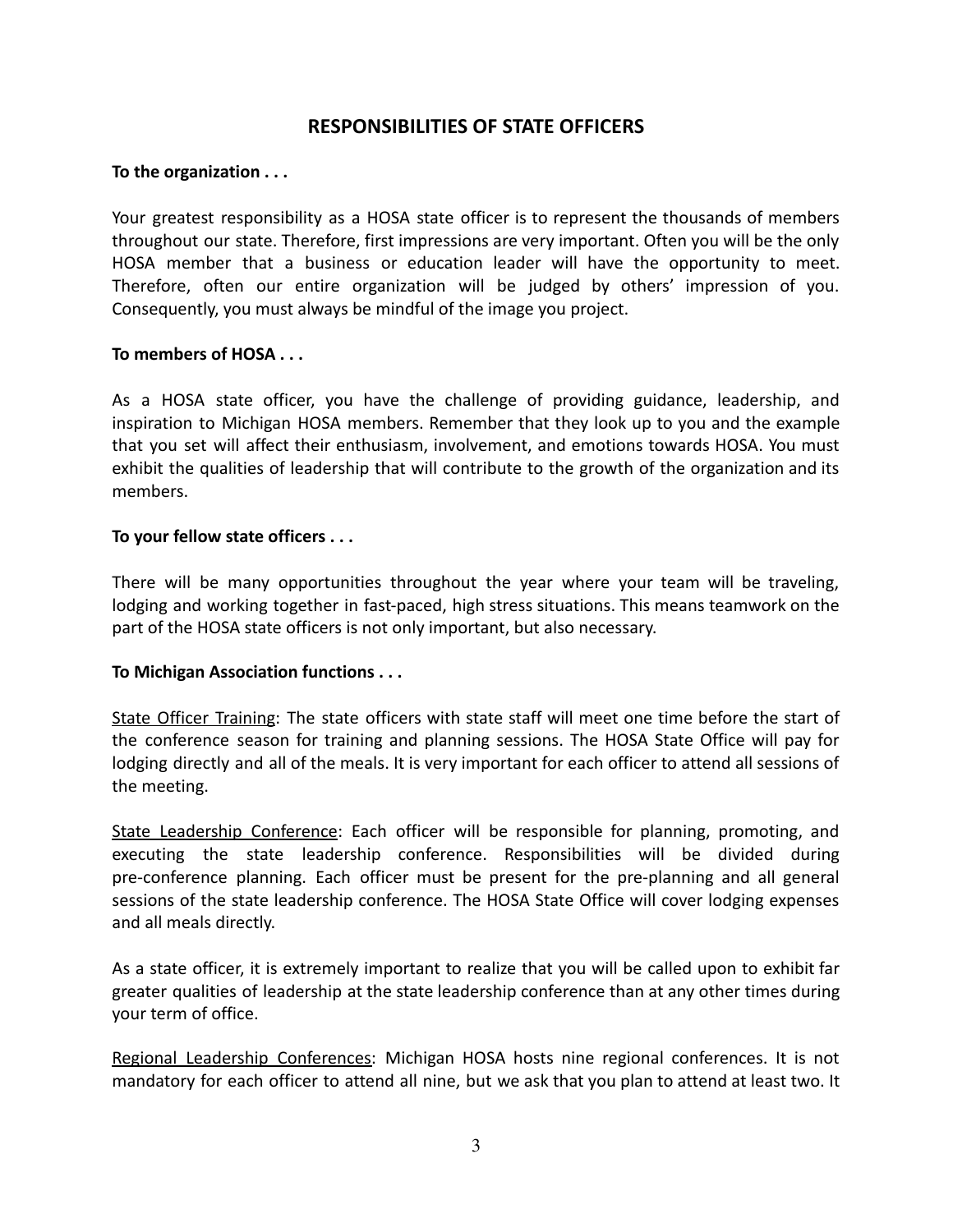## RESPONSIBILITIES OF STATE OFFICERS

**To the organization . . .**

Your greatest responsibility as a HOSA state officer is to represent the thousands of members throughout our state. Therefore, first impressions are very important. Often you will be the only HOSA member that a business or education leader will have the opportunity to meet. Therefore, often our entire organization will be judged by others' impression of you. Consequently, you must always be mindful of the image you project.

**To members of HOSA . . .**

As a HOSA state officer, you have the challenge of providing guidance, leadership, and inspiration to Michigan HOSA members. Remember that they look up to you and the example that you set will affect their enthusiasm, involvement, and emotions towards HOSA. You must exhibit the qualities of leadership that will contribute to the growth of the organization and its members.

**To your fellow state officers . . .**

There will be many opportunities throughout the year where your team will be traveling, lodging and working together in fast-paced, high stress situations. This means teamwork on the part of the HOSA state officers is not only important, but also necessary.

**To Michigan Association functions . . .**

<u>State Officer Training</u>: The state officers with state staff will meet one time before the start of the conference season for training and planning sessions. The HOSA State Office will pay for lodging directly and all of the meals. It is very important for each officer to attend all sessions of the meeting.

<u>State Leadership Conference</u>: Each officer will be responsible for planning, promoting, and executing the state leadership conference. Responsibilities will be divided during pre-conference planning. Each officer must be present for the pre-planning and all general sessions of the state leadership conference. The HOSA State Office will cover lodging expenses and all meals directly.

As a state officer, it is extremely important to realize that you will be called upon to exhibit far greater qualities of leadership at the state leadership conference than at any other times during your term of office.

<u>Regional Leadership Conferences</u>: Michigan HOSA hosts nine regional conferences. It is not mandatory for each officer to attend all nine, but we ask that you plan to attend at least two. It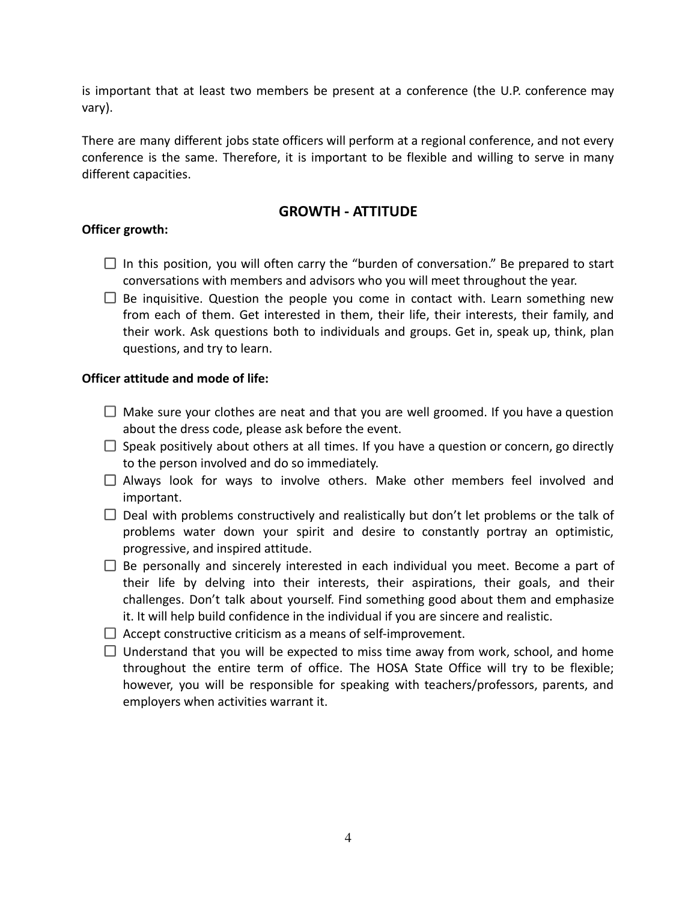is important that at least two members be present at a conference (the U.P. conference may vary).

There are many different jobs state officers will perform at a regional conference, and not every conference is the same. Therefore, it is important to be flexible and willing to serve in many different capacities.

## GROWTH - ATTITUDE

**Officer growth:**

- ☐ In this position, you will often carry the "burden of conversation." Be prepared to start conversations with members and advisors who you will meet throughout the year.
- ☐ Be inquisitive. Question the people you come in contact with. Learn something new from each of them. Get interested in them, their life, their interests, their family, and their work. Ask questions both to individuals and groups. Get in, speak up, think, plan questions, and try to learn.

**Officer attitude and mode of life:**

- ☐ Make sure your clothes are neat and that you are well groomed. If you have a question about the dress code, please ask before the event.
- ☐ Speak positively about others at all times. If you have a question or concern, go directly to the person involved and do so immediately.
- ☐ Always look for ways to involve others. Make other members feel involved and important.
- ☐ Deal with problems constructively and realistically but don't let problems or the talk of problems water down your spirit and desire to constantly portray an optimistic, progressive, and inspired attitude.
- ☐ Be personally and sincerely interested in each individual you meet. Become a part of their life by delving into their interests, their aspirations, their goals, and their challenges. Don't talk about yourself. Find something good about them and emphasize it. It will help build confidence in the individual if you are sincere and realistic.
- ☐ Accept constructive criticism as a means of self-improvement.
- ☐ Understand that you will be expected to miss time away from work, school, and home throughout the entire term of office. The HOSA State Office will try to be flexible; however, you will be responsible for speaking with teachers/professors, parents, and employers when activities warrant it.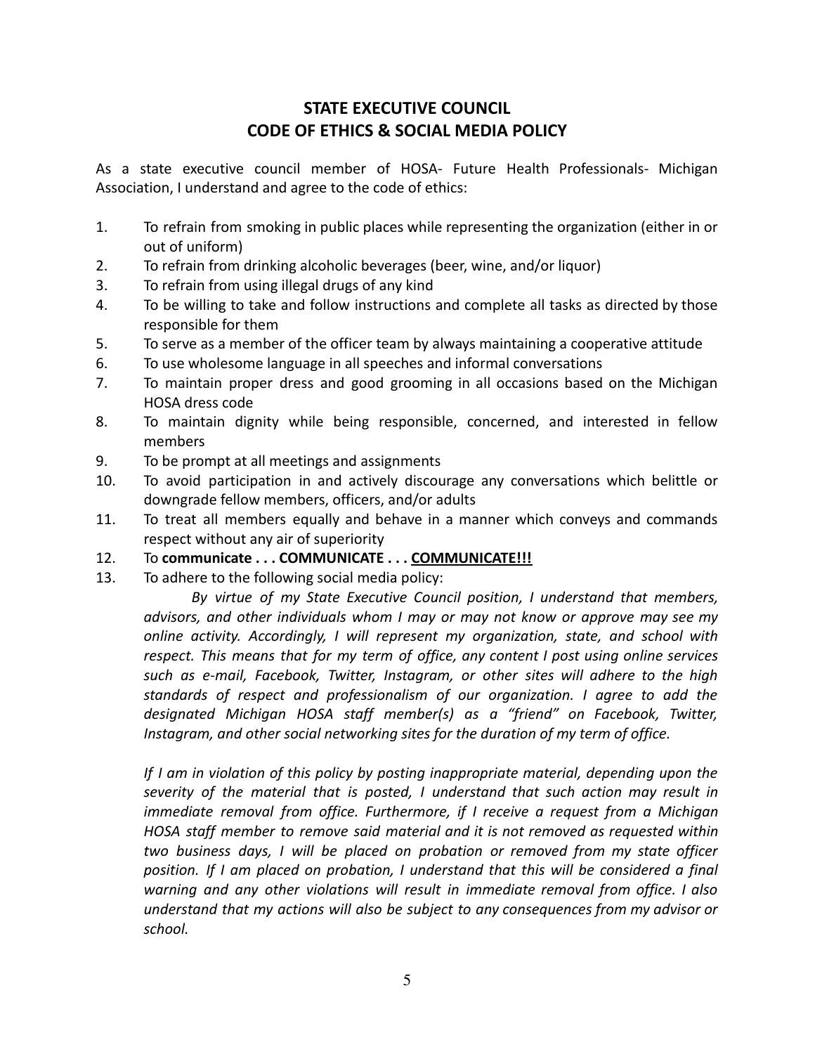# STATE EXECUTIVE COUNCIL
# CODE OF ETHICS & SOCIAL MEDIA POLICY

As a state executive council member of HOSA- Future Health Professionals- Michigan Association, I understand and agree to the code of ethics:

1. To refrain from smoking in public places while representing the organization (either in or out of uniform)
2. To refrain from drinking alcoholic beverages (beer, wine, and/or liquor)
3. To refrain from using illegal drugs of any kind
4. To be willing to take and follow instructions and complete all tasks as directed by those responsible for them
5. To serve as a member of the officer team by always maintaining a cooperative attitude
6. To use wholesome language in all speeches and informal conversations
7. To maintain proper dress and good grooming in all occasions based on the Michigan HOSA dress code
8. To maintain dignity while being responsible, concerned, and interested in fellow members
9. To be prompt at all meetings and assignments
10. To avoid participation in and actively discourage any conversations which belittle or downgrade fellow members, officers, and/or adults
11. To treat all members equally and behave in a manner which conveys and commands respect without any air of superiority
12. To **communicate . . . COMMUNICATE . . . <u>COMMUNICATE!!!</u>**
13. To adhere to the following social media policy:

    *By virtue of my State Executive Council position, I understand that members, advisors, and other individuals whom I may or may not know or approve may see my online activity. Accordingly, I will represent my organization, state, and school with respect. This means that for my term of office, any content I post using online services such as e-mail, Facebook, Twitter, Instagram, or other sites will adhere to the high standards of respect and professionalism of our organization. I agree to add the designated Michigan HOSA staff member(s) as a "friend" on Facebook, Twitter, Instagram, and other social networking sites for the duration of my term of office.*

    *If I am in violation of this policy by posting inappropriate material, depending upon the severity of the material that is posted, I understand that such action may result in immediate removal from office. Furthermore, if I receive a request from a Michigan HOSA staff member to remove said material and it is not removed as requested within two business days, I will be placed on probation or removed from my state officer position. If I am placed on probation, I understand that this will be considered a final warning and any other violations will result in immediate removal from office. I also understand that my actions will also be subject to any consequences from my advisor or school.*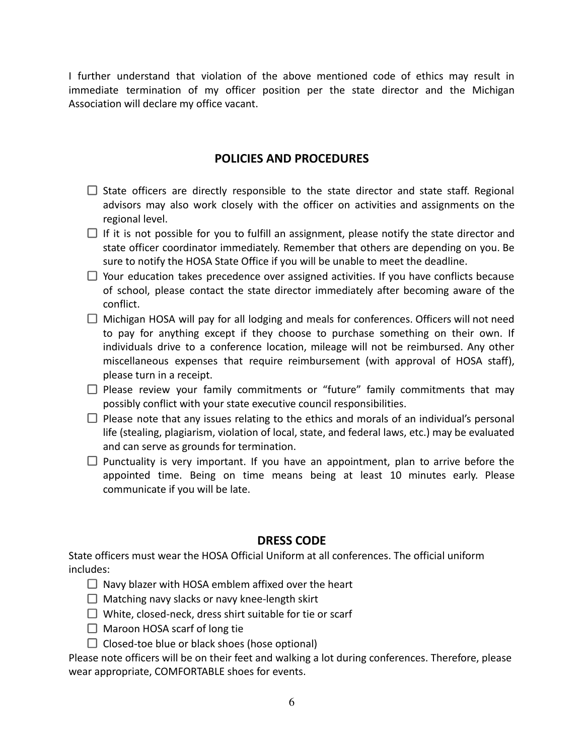I further understand that violation of the above mentioned code of ethics may result in immediate termination of my officer position per the state director and the Michigan Association will declare my office vacant.

## POLICIES AND PROCEDURES

- ☐ State officers are directly responsible to the state director and state staff. Regional advisors may also work closely with the officer on activities and assignments on the regional level.
- ☐ If it is not possible for you to fulfill an assignment, please notify the state director and state officer coordinator immediately. Remember that others are depending on you. Be sure to notify the HOSA State Office if you will be unable to meet the deadline.
- ☐ Your education takes precedence over assigned activities. If you have conflicts because of school, please contact the state director immediately after becoming aware of the conflict.
- ☐ Michigan HOSA will pay for all lodging and meals for conferences. Officers will not need to pay for anything except if they choose to purchase something on their own. If individuals drive to a conference location, mileage will not be reimbursed. Any other miscellaneous expenses that require reimbursement (with approval of HOSA staff), please turn in a receipt.
- ☐ Please review your family commitments or "future" family commitments that may possibly conflict with your state executive council responsibilities.
- ☐ Please note that any issues relating to the ethics and morals of an individual's personal life (stealing, plagiarism, violation of local, state, and federal laws, etc.) may be evaluated and can serve as grounds for termination.
- ☐ Punctuality is very important. If you have an appointment, plan to arrive before the appointed time. Being on time means being at least 10 minutes early. Please communicate if you will be late.

## DRESS CODE

State officers must wear the HOSA Official Uniform at all conferences. The official uniform includes:

- ☐ Navy blazer with HOSA emblem affixed over the heart
- ☐ Matching navy slacks or navy knee-length skirt
- ☐ White, closed-neck, dress shirt suitable for tie or scarf
- ☐ Maroon HOSA scarf of long tie
- ☐ Closed-toe blue or black shoes (hose optional)

Please note officers will be on their feet and walking a lot during conferences. Therefore, please wear appropriate, COMFORTABLE shoes for events.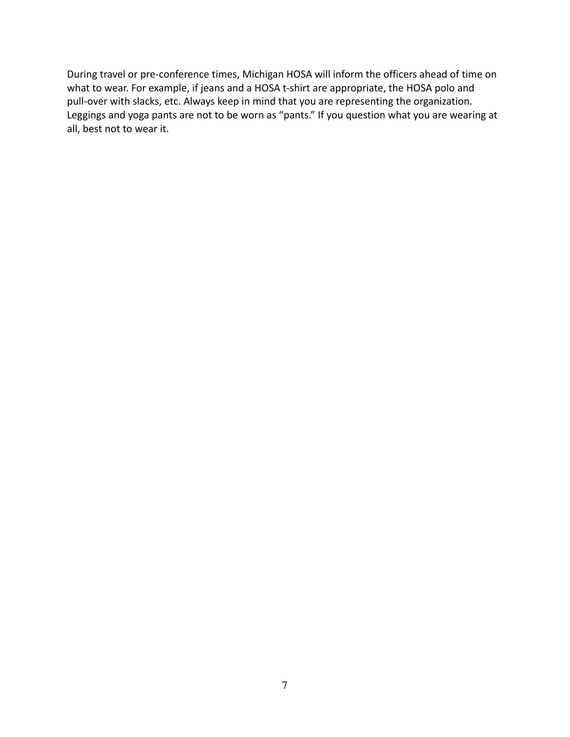During travel or pre-conference times, Michigan HOSA will inform the officers ahead of time on what to wear. For example, if jeans and a HOSA t-shirt are appropriate, the HOSA polo and pull-over with slacks, etc. Always keep in mind that you are representing the organization. Leggings and yoga pants are not to be worn as "pants." If you question what you are wearing at all, best not to wear it.